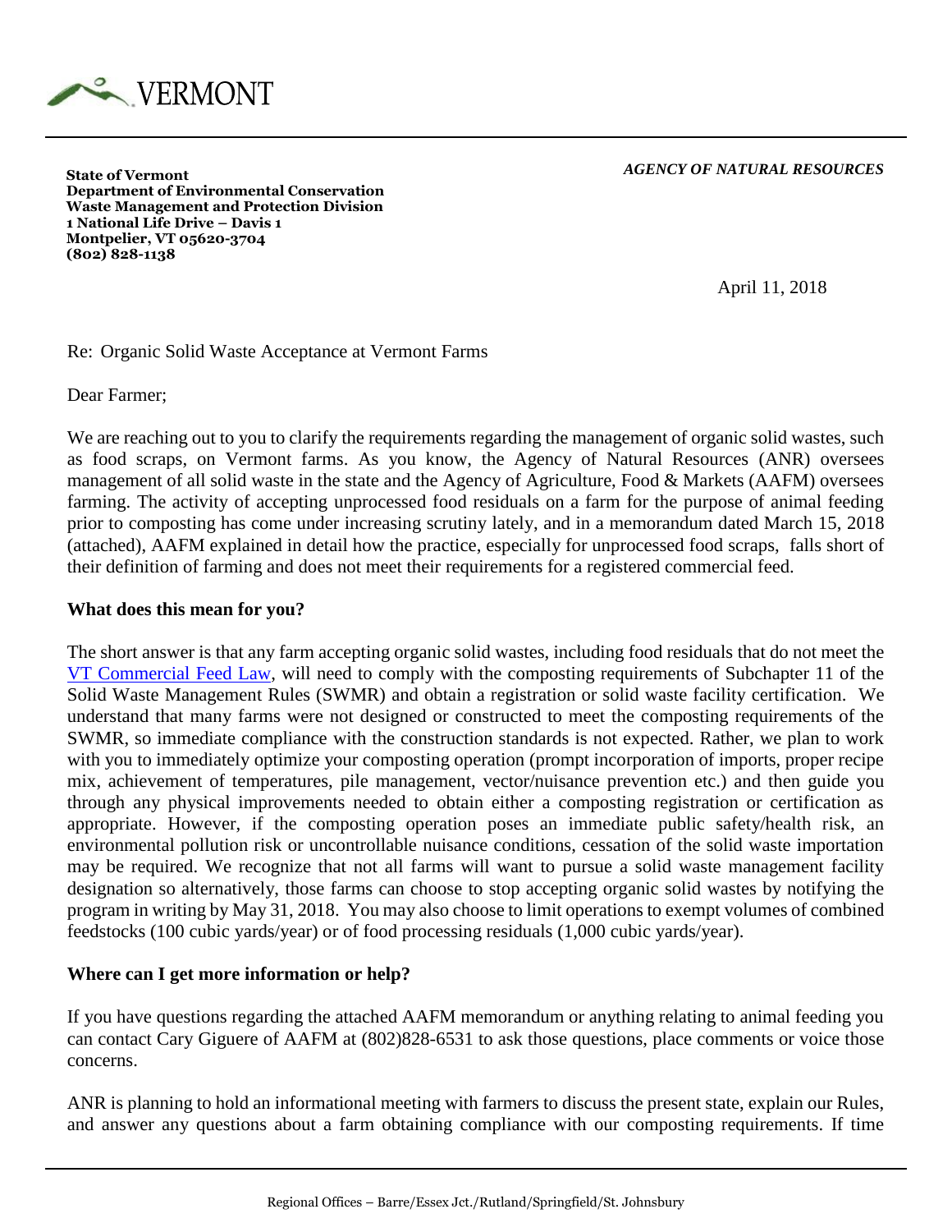VERMONT

**State of Vermont**
**Department of Environmental Conservation**
**Waste Management and Protection Division**
**1 National Life Drive – Davis 1**
**Montpelier, VT 05620-3704**
**(802) 828-1138**

*AGENCY OF NATURAL RESOURCES*

April 11, 2018

Re: Organic Solid Waste Acceptance at Vermont Farms

Dear Farmer;

We are reaching out to you to clarify the requirements regarding the management of organic solid wastes, such as food scraps, on Vermont farms. As you know, the Agency of Natural Resources (ANR) oversees management of all solid waste in the state and the Agency of Agriculture, Food & Markets (AAFM) oversees farming. The activity of accepting unprocessed food residuals on a farm for the purpose of animal feeding prior to composting has come under increasing scrutiny lately, and in a memorandum dated March 15, 2018 (attached), AAFM explained in detail how the practice, especially for unprocessed food scraps, falls short of their definition of farming and does not meet their requirements for a registered commercial feed.

**What does this mean for you?**

The short answer is that any farm accepting organic solid wastes, including food residuals that do not meet the VT Commercial Feed Law, will need to comply with the composting requirements of Subchapter 11 of the Solid Waste Management Rules (SWMR) and obtain a registration or solid waste facility certification. We understand that many farms were not designed or constructed to meet the composting requirements of the SWMR, so immediate compliance with the construction standards is not expected. Rather, we plan to work with you to immediately optimize your composting operation (prompt incorporation of imports, proper recipe mix, achievement of temperatures, pile management, vector/nuisance prevention etc.) and then guide you through any physical improvements needed to obtain either a composting registration or certification as appropriate. However, if the composting operation poses an immediate public safety/health risk, an environmental pollution risk or uncontrollable nuisance conditions, cessation of the solid waste importation may be required. We recognize that not all farms will want to pursue a solid waste management facility designation so alternatively, those farms can choose to stop accepting organic solid wastes by notifying the program in writing by May 31, 2018. You may also choose to limit operations to exempt volumes of combined feedstocks (100 cubic yards/year) or of food processing residuals (1,000 cubic yards/year).

**Where can I get more information or help?**

If you have questions regarding the attached AAFM memorandum or anything relating to animal feeding you can contact Cary Giguere of AAFM at (802)828-6531 to ask those questions, place comments or voice those concerns.

ANR is planning to hold an informational meeting with farmers to discuss the present state, explain our Rules, and answer any questions about a farm obtaining compliance with our composting requirements. If time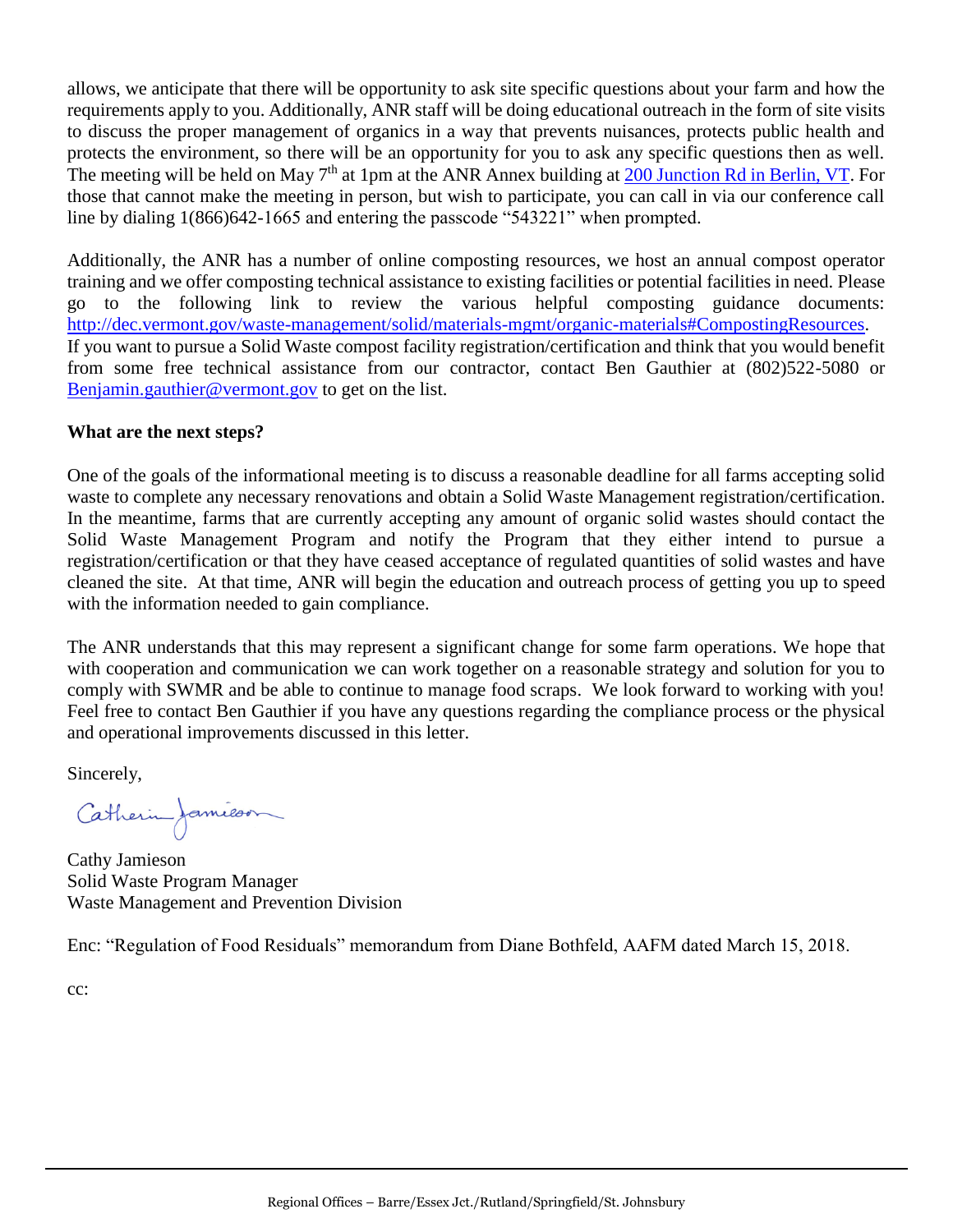allows, we anticipate that there will be opportunity to ask site specific questions about your farm and how the requirements apply to you. Additionally, ANR staff will be doing educational outreach in the form of site visits to discuss the proper management of organics in a way that prevents nuisances, protects public health and protects the environment, so there will be an opportunity for you to ask any specific questions then as well. The meeting will be held on May 7th at 1pm at the ANR Annex building at [200 Junction Rd in Berlin, VT](). For those that cannot make the meeting in person, but wish to participate, you can call in via our conference call line by dialing 1(866)642-1665 and entering the passcode "543221" when prompted.

Additionally, the ANR has a number of online composting resources, we host an annual compost operator training and we offer composting technical assistance to existing facilities or potential facilities in need. Please go to the following link to review the various helpful composting guidance documents: http://dec.vermont.gov/waste-management/solid/materials-mgmt/organic-materials#CompostingResources. If you want to pursue a Solid Waste compost facility registration/certification and think that you would benefit from some free technical assistance from our contractor, contact Ben Gauthier at (802)522-5080 or Benjamin.gauthier@vermont.gov to get on the list.

**What are the next steps?**

One of the goals of the informational meeting is to discuss a reasonable deadline for all farms accepting solid waste to complete any necessary renovations and obtain a Solid Waste Management registration/certification. In the meantime, farms that are currently accepting any amount of organic solid wastes should contact the Solid Waste Management Program and notify the Program that they either intend to pursue a registration/certification or that they have ceased acceptance of regulated quantities of solid wastes and have cleaned the site. At that time, ANR will begin the education and outreach process of getting you up to speed with the information needed to gain compliance.

The ANR understands that this may represent a significant change for some farm operations. We hope that with cooperation and communication we can work together on a reasonable strategy and solution for you to comply with SWMR and be able to continue to manage food scraps. We look forward to working with you! Feel free to contact Ben Gauthier if you have any questions regarding the compliance process or the physical and operational improvements discussed in this letter.

Sincerely,

Catherin Jamieson

Cathy Jamieson
Solid Waste Program Manager
Waste Management and Prevention Division

Enc: "Regulation of Food Residuals" memorandum from Diane Bothfeld, AAFM dated March 15, 2018.

cc:

Regional Offices – Barre/Essex Jct./Rutland/Springfield/St. Johnsbury